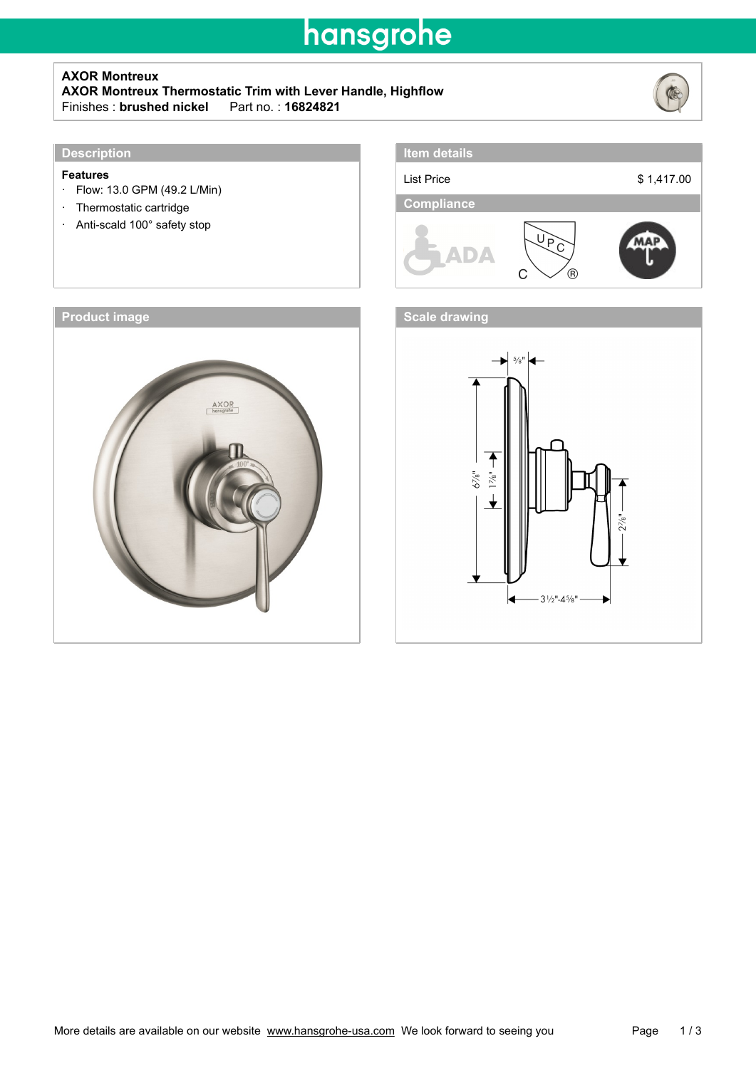# AXOR Montreux

**AXOR Montreux Thermostatic Trim with Lever Handle, Highflow**

Finishes : **brushed nickel** Part no. : **16824821**

## Description

**Features**

- Flow: 13.0 GPM (49.2 L/Min)
- Thermostatic cartridge
- Anti-scald 100° safety stop

## Item details

| List Price | $ 1,417.00 |
|---|---|

## Compliance

ADA

UPC

MAP

## Product image

## Scale drawing

More details are available on our website www.hansgrohe-usa.com We look forward to seeing you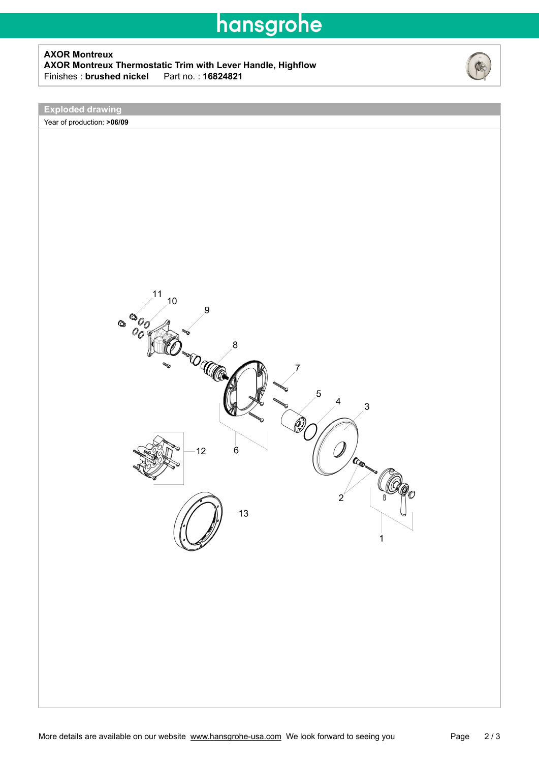hansgrohe

**AXOR Montreux**
**AXOR Montreux Thermostatic Trim with Lever Handle, Highflow**
Finishes : **brushed nickel**  Part no. : **16824821**

## Exploded drawing

Year of production: **>06/09**

11 10 9 8 7 5 4 3 12 6 2 13 1

More details are available on our website www.hansgrohe-usa.com We look forward to seeing you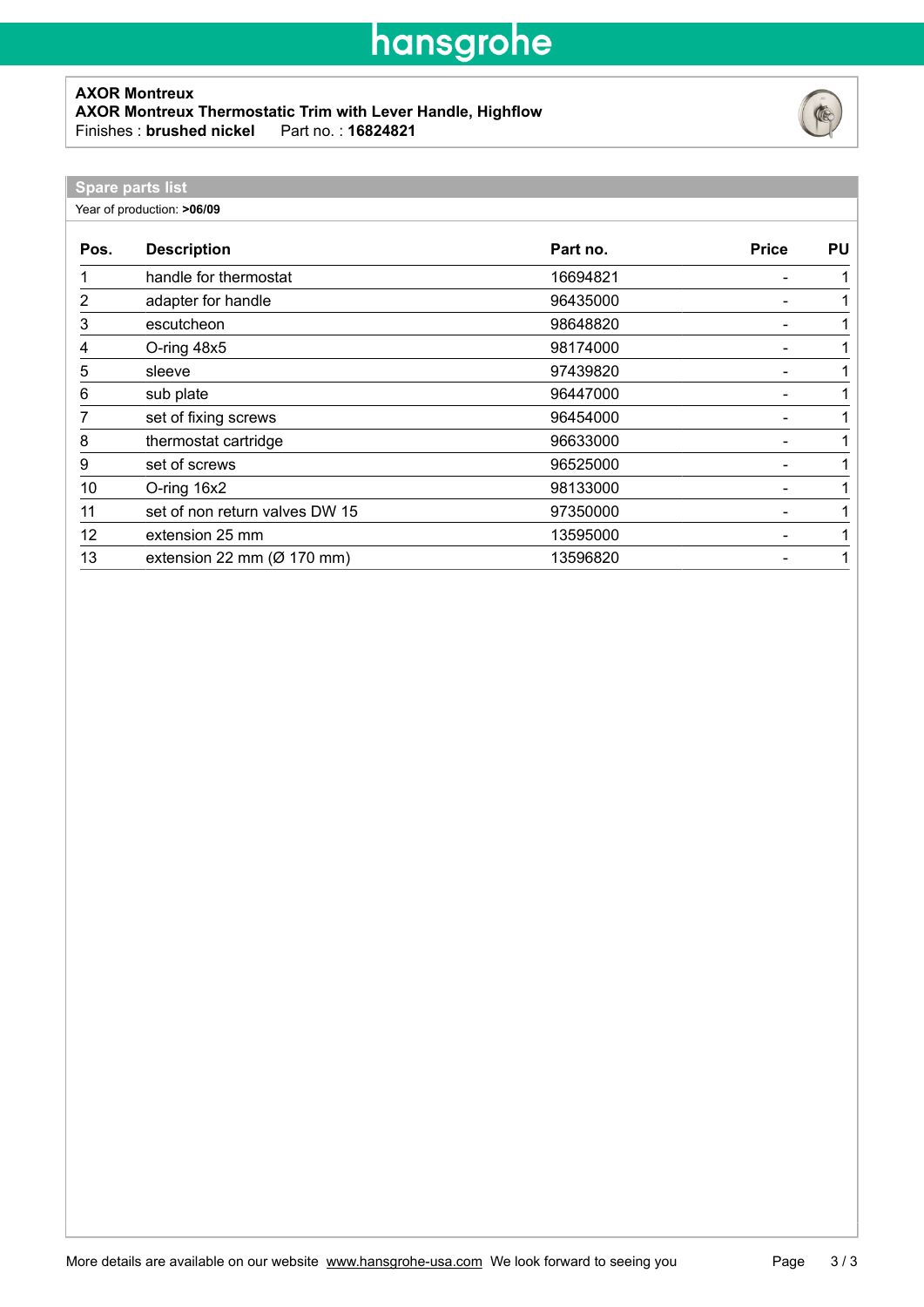hansgrohe

**AXOR Montreux**
**AXOR Montreux Thermostatic Trim with Lever Handle, Highflow**
Finishes : **brushed nickel** Part no. : **16824821**

## Spare parts list

Year of production: **>06/09**

| Pos. | Description | Part no. | Price | PU |
|---|---|---|---|---|
| 1 | handle for thermostat | 16694821 | - | 1 |
| 2 | adapter for handle | 96435000 | - | 1 |
| 3 | escutcheon | 98648820 | - | 1 |
| 4 | O-ring 48x5 | 98174000 | - | 1 |
| 5 | sleeve | 97439820 | - | 1 |
| 6 | sub plate | 96447000 | - | 1 |
| 7 | set of fixing screws | 96454000 | - | 1 |
| 8 | thermostat cartridge | 96633000 | - | 1 |
| 9 | set of screws | 96525000 | - | 1 |
| 10 | O-ring 16x2 | 98133000 | - | 1 |
| 11 | set of non return valves DW 15 | 97350000 | - | 1 |
| 12 | extension 25 mm | 13595000 | - | 1 |
| 13 | extension 22 mm (Ø 170 mm) | 13596820 | - | 1 |

More details are available on our website www.hansgrohe-usa.com We look forward to seeing you